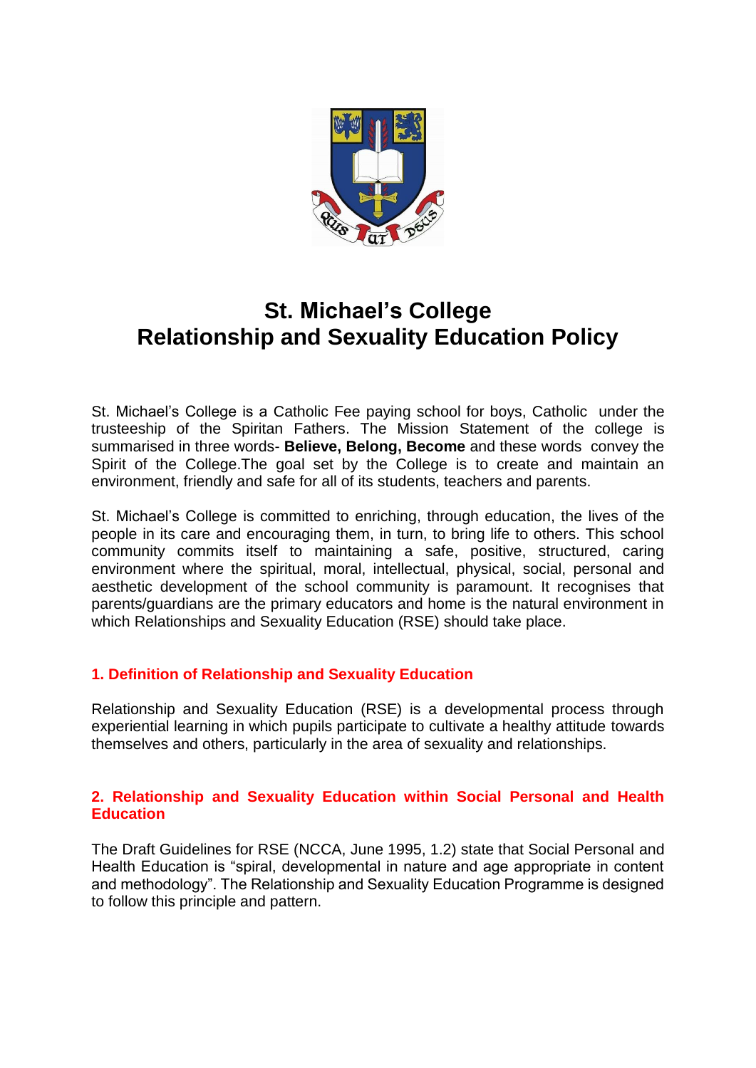# St. Michael's College
# Relationship and Sexuality Education Policy

St. Michael's College is a Catholic Fee paying school for boys, Catholic under the trusteeship of the Spiritan Fathers. The Mission Statement of the college is summarised in three words- **Believe, Belong, Become** and these words convey the Spirit of the College.The goal set by the College is to create and maintain an environment, friendly and safe for all of its students, teachers and parents.

St. Michael's College is committed to enriching, through education, the lives of the people in its care and encouraging them, in turn, to bring life to others. This school community commits itself to maintaining a safe, positive, structured, caring environment where the spiritual, moral, intellectual, physical, social, personal and aesthetic development of the school community is paramount. It recognises that parents/guardians are the primary educators and home is the natural environment in which Relationships and Sexuality Education (RSE) should take place.

## 1. Definition of Relationship and Sexuality Education

Relationship and Sexuality Education (RSE) is a developmental process through experiential learning in which pupils participate to cultivate a healthy attitude towards themselves and others, particularly in the area of sexuality and relationships.

## 2. Relationship and Sexuality Education within Social Personal and Health Education

The Draft Guidelines for RSE (NCCA, June 1995, 1.2) state that Social Personal and Health Education is "spiral, developmental in nature and age appropriate in content and methodology". The Relationship and Sexuality Education Programme is designed to follow this principle and pattern.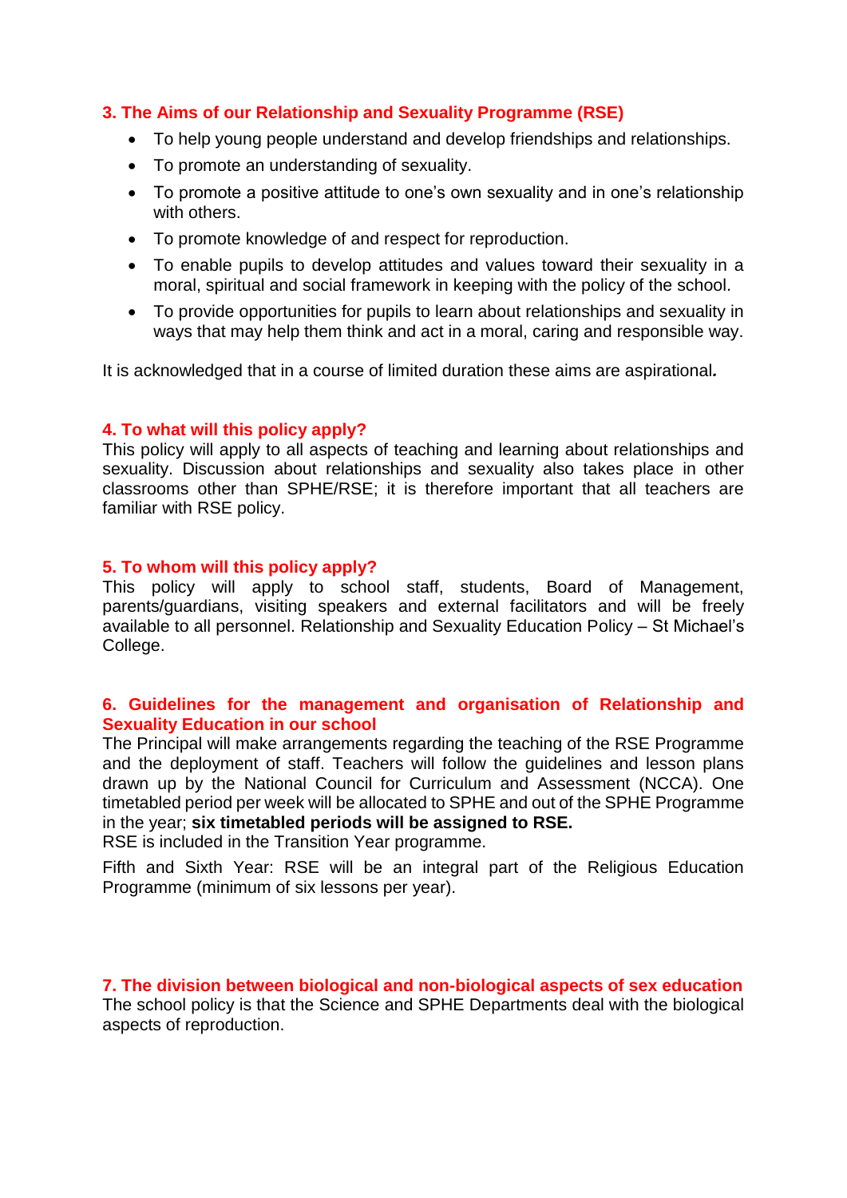## 3. The Aims of our Relationship and Sexuality Programme (RSE)

- To help young people understand and develop friendships and relationships.
- To promote an understanding of sexuality.
- To promote a positive attitude to one's own sexuality and in one's relationship with others.
- To promote knowledge of and respect for reproduction.
- To enable pupils to develop attitudes and values toward their sexuality in a moral, spiritual and social framework in keeping with the policy of the school.
- To provide opportunities for pupils to learn about relationships and sexuality in ways that may help them think and act in a moral, caring and responsible way.

It is acknowledged that in a course of limited duration these aims are aspirational***.***

## 4. To what will this policy apply?

This policy will apply to all aspects of teaching and learning about relationships and sexuality. Discussion about relationships and sexuality also takes place in other classrooms other than SPHE/RSE; it is therefore important that all teachers are familiar with RSE policy.

## 5. To whom will this policy apply?

This policy will apply to school staff, students, Board of Management, parents/guardians, visiting speakers and external facilitators and will be freely available to all personnel. Relationship and Sexuality Education Policy – St Michael's College.

## 6. Guidelines for the management and organisation of Relationship and Sexuality Education in our school

The Principal will make arrangements regarding the teaching of the RSE Programme and the deployment of staff. Teachers will follow the guidelines and lesson plans drawn up by the National Council for Curriculum and Assessment (NCCA). One timetabled period per week will be allocated to SPHE and out of the SPHE Programme in the year; **six timetabled periods will be assigned to RSE.**

RSE is included in the Transition Year programme.

Fifth and Sixth Year: RSE will be an integral part of the Religious Education Programme (minimum of six lessons per year).

## 7. The division between biological and non-biological aspects of sex education

The school policy is that the Science and SPHE Departments deal with the biological aspects of reproduction.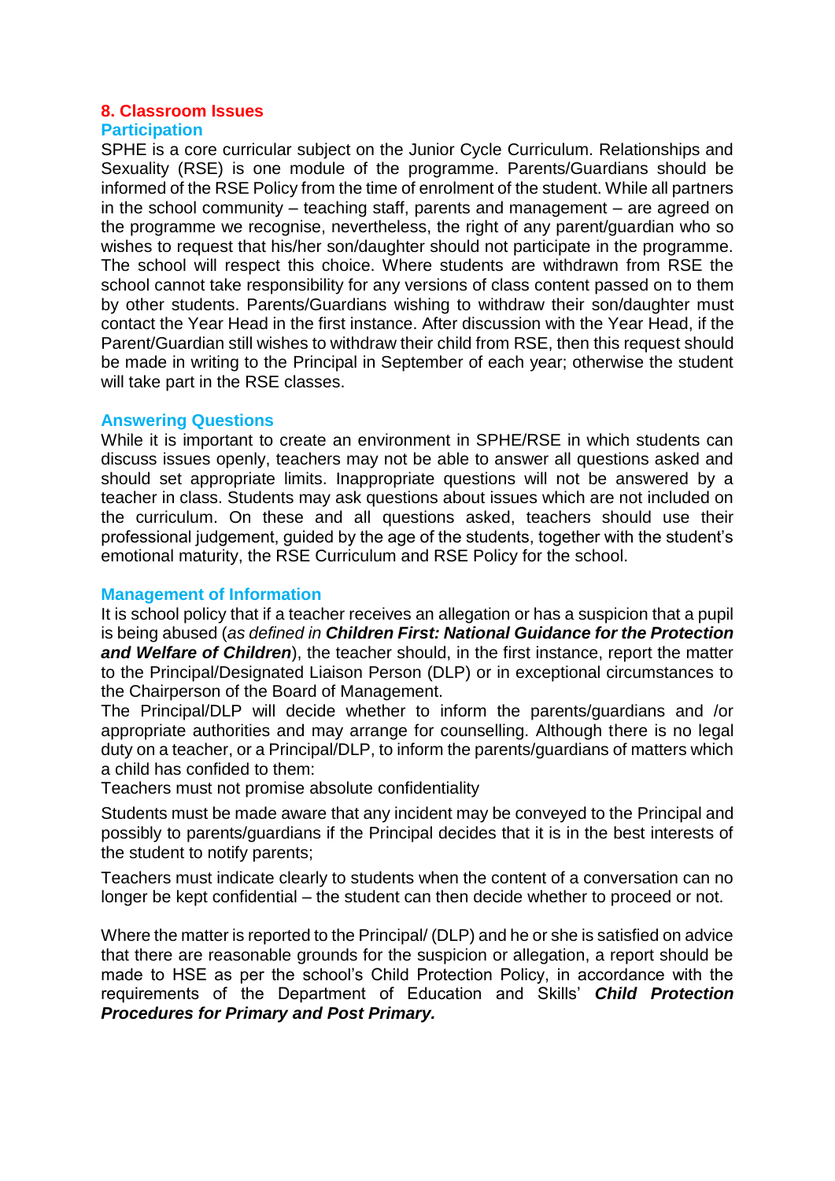## 8. Classroom Issues

### Participation

SPHE is a core curricular subject on the Junior Cycle Curriculum. Relationships and Sexuality (RSE) is one module of the programme. Parents/Guardians should be informed of the RSE Policy from the time of enrolment of the student. While all partners in the school community – teaching staff, parents and management – are agreed on the programme we recognise, nevertheless, the right of any parent/guardian who so wishes to request that his/her son/daughter should not participate in the programme. The school will respect this choice. Where students are withdrawn from RSE the school cannot take responsibility for any versions of class content passed on to them by other students. Parents/Guardians wishing to withdraw their son/daughter must contact the Year Head in the first instance. After discussion with the Year Head, if the Parent/Guardian still wishes to withdraw their child from RSE, then this request should be made in writing to the Principal in September of each year; otherwise the student will take part in the RSE classes.

### Answering Questions

While it is important to create an environment in SPHE/RSE in which students can discuss issues openly, teachers may not be able to answer all questions asked and should set appropriate limits. Inappropriate questions will not be answered by a teacher in class. Students may ask questions about issues which are not included on the curriculum. On these and all questions asked, teachers should use their professional judgement, guided by the age of the students, together with the student's emotional maturity, the RSE Curriculum and RSE Policy for the school.

### Management of Information

It is school policy that if a teacher receives an allegation or has a suspicion that a pupil is being abused (*as defined in* ***Children First: National Guidance for the Protection and Welfare of Children***), the teacher should, in the first instance, report the matter to the Principal/Designated Liaison Person (DLP) or in exceptional circumstances to the Chairperson of the Board of Management.

The Principal/DLP will decide whether to inform the parents/guardians and /or appropriate authorities and may arrange for counselling. Although there is no legal duty on a teacher, or a Principal/DLP, to inform the parents/guardians of matters which a child has confided to them:

Teachers must not promise absolute confidentiality

Students must be made aware that any incident may be conveyed to the Principal and possibly to parents/guardians if the Principal decides that it is in the best interests of the student to notify parents;

Teachers must indicate clearly to students when the content of a conversation can no longer be kept confidential – the student can then decide whether to proceed or not.

Where the matter is reported to the Principal/ (DLP) and he or she is satisfied on advice that there are reasonable grounds for the suspicion or allegation, a report should be made to HSE as per the school's Child Protection Policy, in accordance with the requirements of the Department of Education and Skills' ***Child Protection Procedures for Primary and Post Primary.***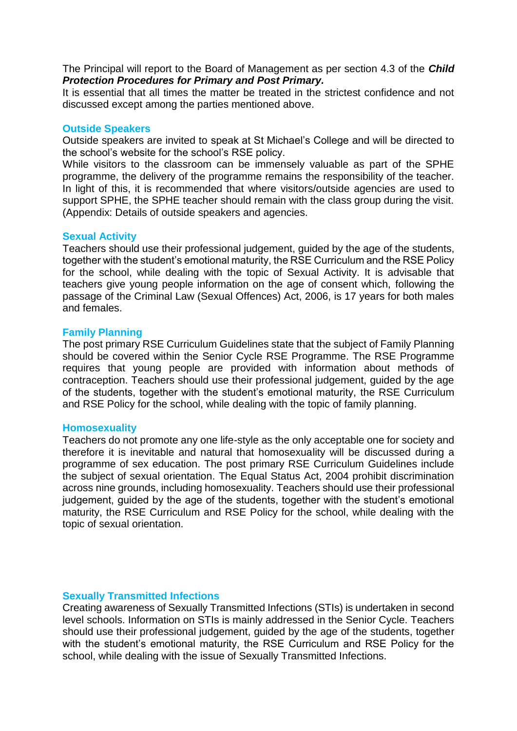The Principal will report to the Board of Management as per section 4.3 of the ***Child Protection Procedures for Primary and Post Primary.***
It is essential that all times the matter be treated in the strictest confidence and not discussed except among the parties mentioned above.

## Outside Speakers

Outside speakers are invited to speak at St Michael's College and will be directed to the school's website for the school's RSE policy.
While visitors to the classroom can be immensely valuable as part of the SPHE programme, the delivery of the programme remains the responsibility of the teacher. In light of this, it is recommended that where visitors/outside agencies are used to support SPHE, the SPHE teacher should remain with the class group during the visit. (Appendix: Details of outside speakers and agencies.

## Sexual Activity

Teachers should use their professional judgement, guided by the age of the students, together with the student's emotional maturity, the RSE Curriculum and the RSE Policy for the school, while dealing with the topic of Sexual Activity. It is advisable that teachers give young people information on the age of consent which, following the passage of the Criminal Law (Sexual Offences) Act, 2006, is 17 years for both males and females.

## Family Planning

The post primary RSE Curriculum Guidelines state that the subject of Family Planning should be covered within the Senior Cycle RSE Programme. The RSE Programme requires that young people are provided with information about methods of contraception. Teachers should use their professional judgement, guided by the age of the students, together with the student's emotional maturity, the RSE Curriculum and RSE Policy for the school, while dealing with the topic of family planning.

## Homosexuality

Teachers do not promote any one life-style as the only acceptable one for society and therefore it is inevitable and natural that homosexuality will be discussed during a programme of sex education. The post primary RSE Curriculum Guidelines include the subject of sexual orientation. The Equal Status Act, 2004 prohibit discrimination across nine grounds, including homosexuality. Teachers should use their professional judgement, guided by the age of the students, together with the student's emotional maturity, the RSE Curriculum and RSE Policy for the school, while dealing with the topic of sexual orientation.

## Sexually Transmitted Infections

Creating awareness of Sexually Transmitted Infections (STIs) is undertaken in second level schools. Information on STIs is mainly addressed in the Senior Cycle. Teachers should use their professional judgement, guided by the age of the students, together with the student's emotional maturity, the RSE Curriculum and RSE Policy for the school, while dealing with the issue of Sexually Transmitted Infections.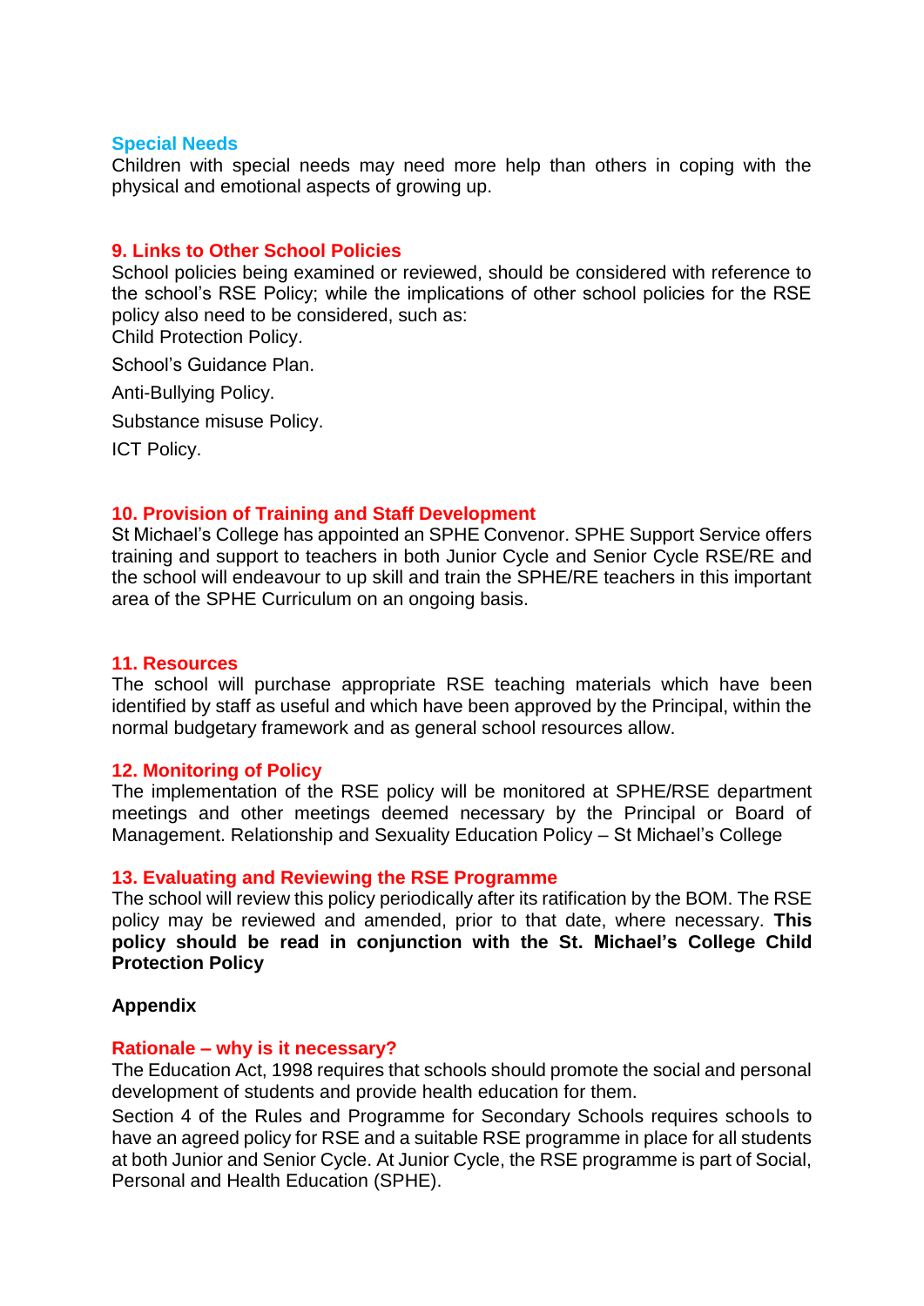### Special Needs

Children with special needs may need more help than others in coping with the physical and emotional aspects of growing up.

## 9. Links to Other School Policies

School policies being examined or reviewed, should be considered with reference to the school's RSE Policy; while the implications of other school policies for the RSE policy also need to be considered, such as:

Child Protection Policy.

School's Guidance Plan.

Anti-Bullying Policy.

Substance misuse Policy.

ICT Policy.

## 10. Provision of Training and Staff Development

St Michael's College has appointed an SPHE Convenor. SPHE Support Service offers training and support to teachers in both Junior Cycle and Senior Cycle RSE/RE and the school will endeavour to up skill and train the SPHE/RE teachers in this important area of the SPHE Curriculum on an ongoing basis.

## 11. Resources

The school will purchase appropriate RSE teaching materials which have been identified by staff as useful and which have been approved by the Principal, within the normal budgetary framework and as general school resources allow.

## 12. Monitoring of Policy

The implementation of the RSE policy will be monitored at SPHE/RSE department meetings and other meetings deemed necessary by the Principal or Board of Management. Relationship and Sexuality Education Policy – St Michael's College

## 13. Evaluating and Reviewing the RSE Programme

The school will review this policy periodically after its ratification by the BOM. The RSE policy may be reviewed and amended, prior to that date, where necessary. **This policy should be read in conjunction with the St. Michael's College Child Protection Policy**

**Appendix**

## Rationale – why is it necessary?

The Education Act, 1998 requires that schools should promote the social and personal development of students and provide health education for them.

Section 4 of the Rules and Programme for Secondary Schools requires schools to have an agreed policy for RSE and a suitable RSE programme in place for all students at both Junior and Senior Cycle. At Junior Cycle, the RSE programme is part of Social, Personal and Health Education (SPHE).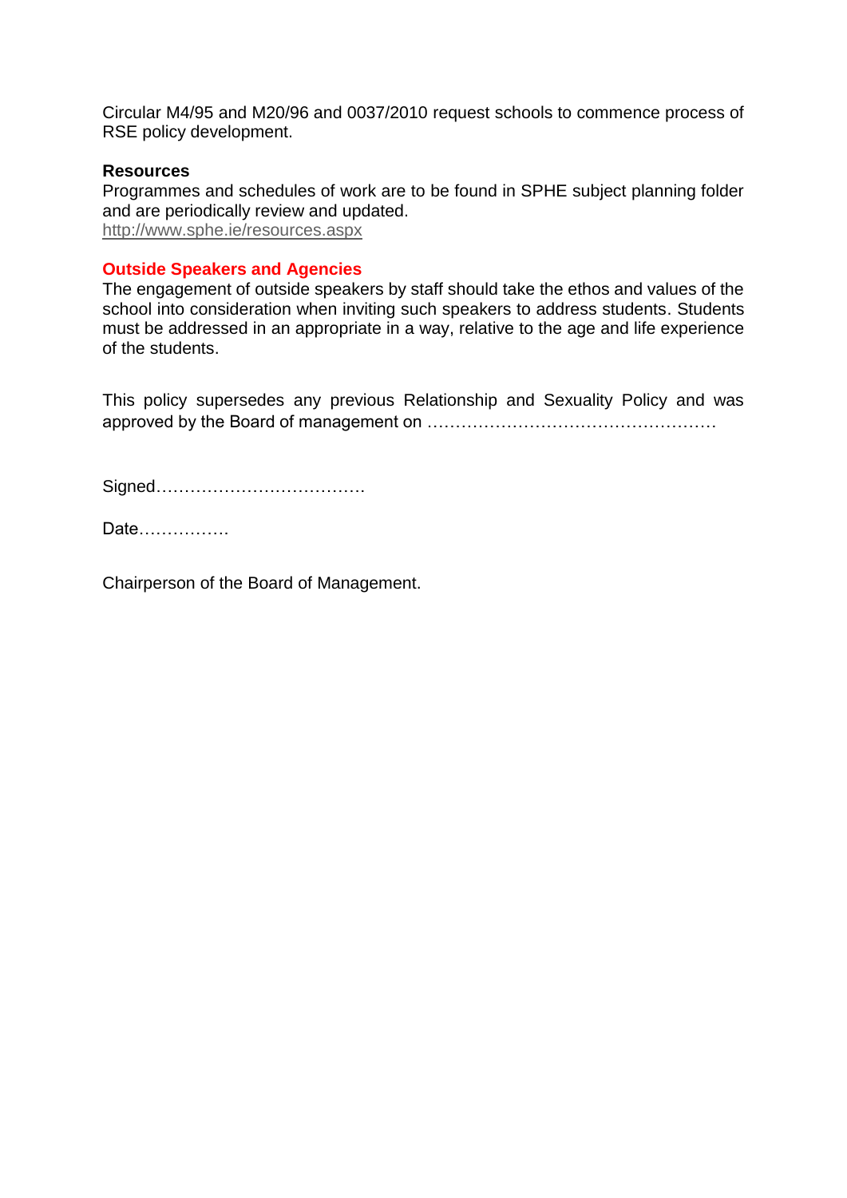Circular M4/95 and M20/96 and 0037/2010 request schools to commence process of RSE policy development.

**Resources**

Programmes and schedules of work are to be found in SPHE subject planning folder and are periodically review and updated.
http://www.sphe.ie/resources.aspx

**Outside Speakers and Agencies**

The engagement of outside speakers by staff should take the ethos and values of the school into consideration when inviting such speakers to address students. Students must be addressed in an appropriate in a way, relative to the age and life experience of the students.

This policy supersedes any previous Relationship and Sexuality Policy and was approved by the Board of management on ……………………………………………

Signed……………………………….

Date…………….

Chairperson of the Board of Management.